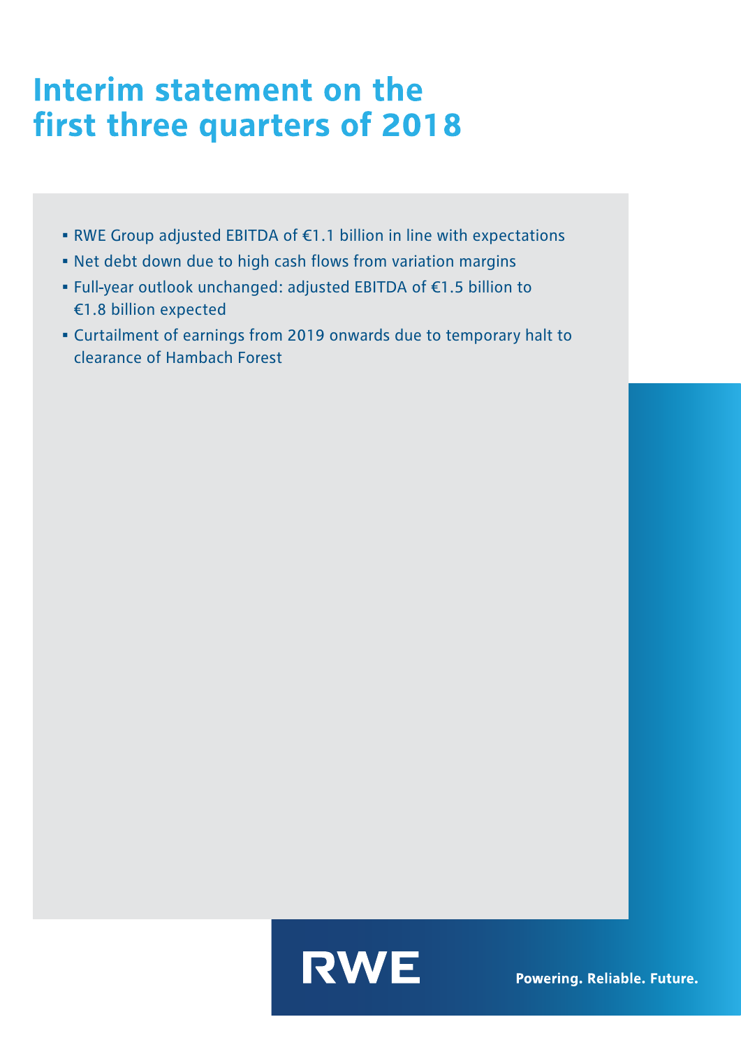# Interim statement on the first three quarters of 2018

- RWE Group adjusted EBITDA of €1.1 billion in line with expectations
- Net debt down due to high cash flows from variation margins
- Full-year outlook unchanged: adjusted EBITDA of €1.5 billion to €1.8 billion expected
- Curtailment of earnings from 2019 onwards due to temporary halt to clearance of Hambach Forest

RWE

Powering. Reliable. Future.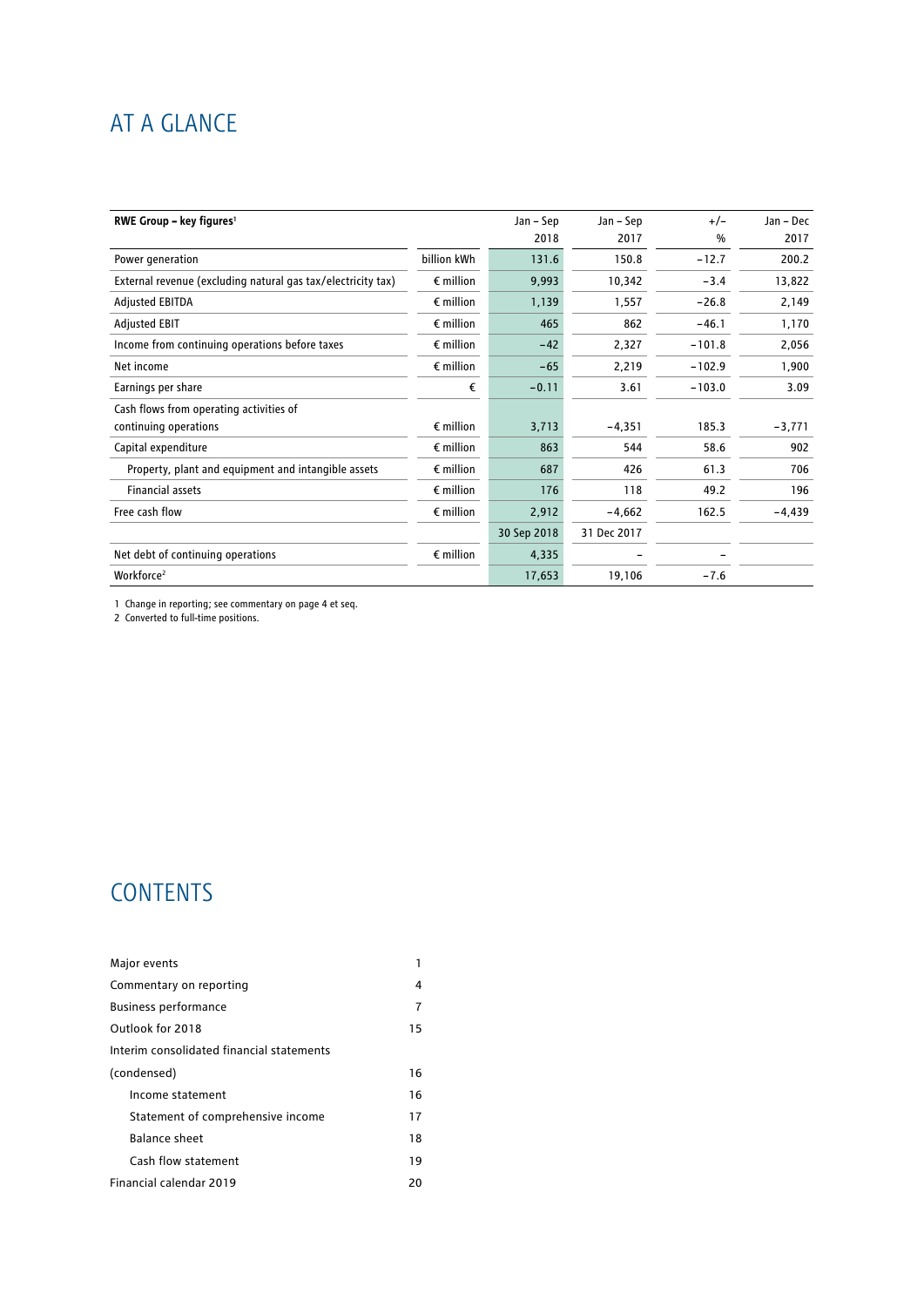# AT A GLANCE

| RWE Group – key figures[1] | | Jan – Sep 2018 | Jan – Sep 2017 | +/– % | Jan – Dec 2017 |
|---|---|---|---|---|---|
| Power generation | billion kWh | 131.6 | 150.8 | −12.7 | 200.2 |
| External revenue (excluding natural gas tax/electricity tax) | € million | 9,993 | 10,342 | −3.4 | 13,822 |
| Adjusted EBITDA | € million | 1,139 | 1,557 | −26.8 | 2,149 |
| Adjusted EBIT | € million | 465 | 862 | −46.1 | 1,170 |
| Income from continuing operations before taxes | € million | −42 | 2,327 | −101.8 | 2,056 |
| Net income | € million | −65 | 2,219 | −102.9 | 1,900 |
| Earnings per share | € | −0.11 | 3.61 | −103.0 | 3.09 |
| Cash flows from operating activities of continuing operations | € million | 3,713 | −4,351 | 185.3 | −3,771 |
| Capital expenditure | € million | 863 | 544 | 58.6 | 902 |
| Property, plant and equipment and intangible assets | € million | 687 | 426 | 61.3 | 706 |
| Financial assets | € million | 176 | 118 | 49.2 | 196 |
| Free cash flow | € million | 2,912 | −4,662 | 162.5 | −4,439 |
| | | 30 Sep 2018 | 31 Dec 2017 | | |
| Net debt of continuing operations | € million | 4,335 | – | – | |
| Workforce[2] | | 17,653 | 19,106 | −7.6 | |

1 Change in reporting; see commentary on page 4 et seq.
2 Converted to full-time positions.

# CONTENTS

| | |
|---|---|
| Major events | 1 |
| Commentary on reporting | 4 |
| Business performance | 7 |
| Outlook for 2018 | 15 |
| Interim consolidated financial statements (condensed) | 16 |
| Income statement | 16 |
| Statement of comprehensive income | 17 |
| Balance sheet | 18 |
| Cash flow statement | 19 |
| Financial calendar 2019 | 20 |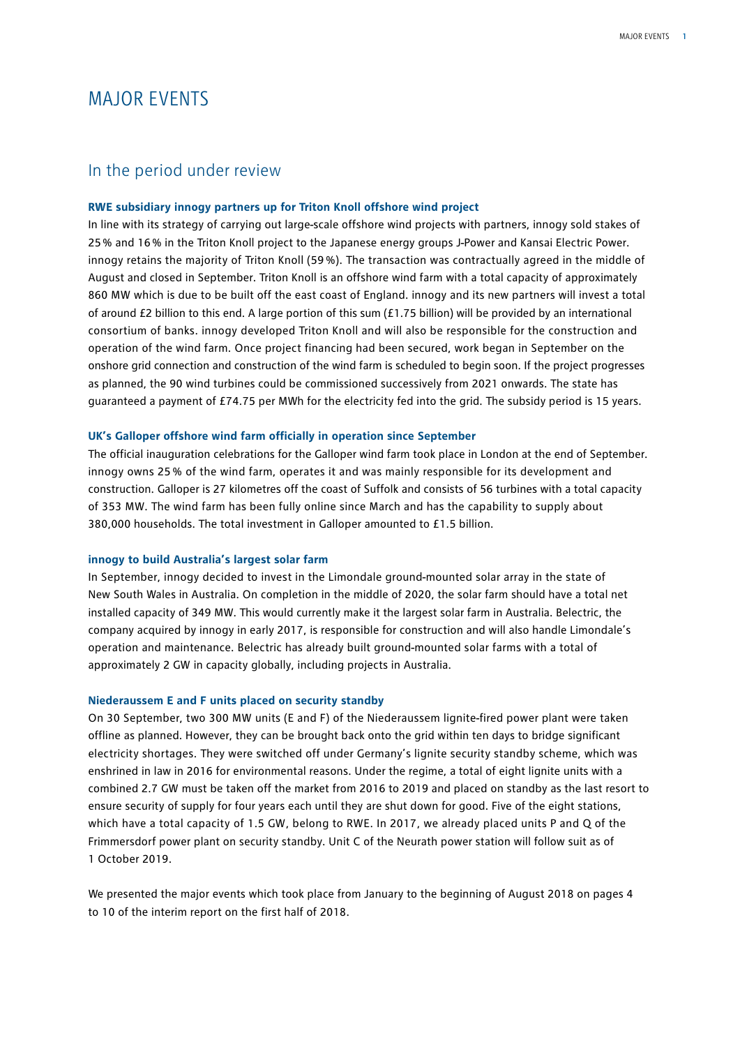# MAJOR EVENTS

## In the period under review

### RWE subsidiary innogy partners up for Triton Knoll offshore wind project

In line with its strategy of carrying out large-scale offshore wind projects with partners, innogy sold stakes of 25 % and 16 % in the Triton Knoll project to the Japanese energy groups J-Power and Kansai Electric Power. innogy retains the majority of Triton Knoll (59 %). The transaction was contractually agreed in the middle of August and closed in September. Triton Knoll is an offshore wind farm with a total capacity of approximately 860 MW which is due to be built off the east coast of England. innogy and its new partners will invest a total of around £2 billion to this end. A large portion of this sum (£1.75 billion) will be provided by an international consortium of banks. innogy developed Triton Knoll and will also be responsible for the construction and operation of the wind farm. Once project financing had been secured, work began in September on the onshore grid connection and construction of the wind farm is scheduled to begin soon. If the project progresses as planned, the 90 wind turbines could be commissioned successively from 2021 onwards. The state has guaranteed a payment of £74.75 per MWh for the electricity fed into the grid. The subsidy period is 15 years.

### UK's Galloper offshore wind farm officially in operation since September

The official inauguration celebrations for the Galloper wind farm took place in London at the end of September. innogy owns 25 % of the wind farm, operates it and was mainly responsible for its development and construction. Galloper is 27 kilometres off the coast of Suffolk and consists of 56 turbines with a total capacity of 353 MW. The wind farm has been fully online since March and has the capability to supply about 380,000 households. The total investment in Galloper amounted to £1.5 billion.

### innogy to build Australia's largest solar farm

In September, innogy decided to invest in the Limondale ground-mounted solar array in the state of New South Wales in Australia. On completion in the middle of 2020, the solar farm should have a total net installed capacity of 349 MW. This would currently make it the largest solar farm in Australia. Belectric, the company acquired by innogy in early 2017, is responsible for construction and will also handle Limondale's operation and maintenance. Belectric has already built ground-mounted solar farms with a total of approximately 2 GW in capacity globally, including projects in Australia.

### Niederaussem E and F units placed on security standby

On 30 September, two 300 MW units (E and F) of the Niederaussem lignite-fired power plant were taken offline as planned. However, they can be brought back onto the grid within ten days to bridge significant electricity shortages. They were switched off under Germany's lignite security standby scheme, which was enshrined in law in 2016 for environmental reasons. Under the regime, a total of eight lignite units with a combined 2.7 GW must be taken off the market from 2016 to 2019 and placed on standby as the last resort to ensure security of supply for four years each until they are shut down for good. Five of the eight stations, which have a total capacity of 1.5 GW, belong to RWE. In 2017, we already placed units P and Q of the Frimmersdorf power plant on security standby. Unit C of the Neurath power station will follow suit as of 1 October 2019.

We presented the major events which took place from January to the beginning of August 2018 on pages 4 to 10 of the interim report on the first half of 2018.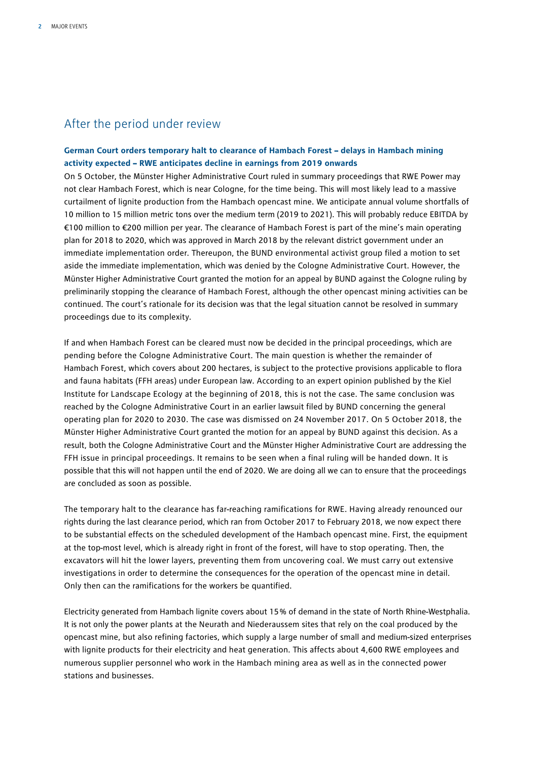## After the period under review

### German Court orders temporary halt to clearance of Hambach Forest – delays in Hambach mining activity expected – RWE anticipates decline in earnings from 2019 onwards

On 5 October, the Münster Higher Administrative Court ruled in summary proceedings that RWE Power may not clear Hambach Forest, which is near Cologne, for the time being. This will most likely lead to a massive curtailment of lignite production from the Hambach opencast mine. We anticipate annual volume shortfalls of 10 million to 15 million metric tons over the medium term (2019 to 2021). This will probably reduce EBITDA by €100 million to €200 million per year. The clearance of Hambach Forest is part of the mine's main operating plan for 2018 to 2020, which was approved in March 2018 by the relevant district government under an immediate implementation order. Thereupon, the BUND environmental activist group filed a motion to set aside the immediate implementation, which was denied by the Cologne Administrative Court. However, the Münster Higher Administrative Court granted the motion for an appeal by BUND against the Cologne ruling by preliminarily stopping the clearance of Hambach Forest, although the other opencast mining activities can be continued. The court's rationale for its decision was that the legal situation cannot be resolved in summary proceedings due to its complexity.

If and when Hambach Forest can be cleared must now be decided in the principal proceedings, which are pending before the Cologne Administrative Court. The main question is whether the remainder of Hambach Forest, which covers about 200 hectares, is subject to the protective provisions applicable to flora and fauna habitats (FFH areas) under European law. According to an expert opinion published by the Kiel Institute for Landscape Ecology at the beginning of 2018, this is not the case. The same conclusion was reached by the Cologne Administrative Court in an earlier lawsuit filed by BUND concerning the general operating plan for 2020 to 2030. The case was dismissed on 24 November 2017. On 5 October 2018, the Münster Higher Administrative Court granted the motion for an appeal by BUND against this decision. As a result, both the Cologne Administrative Court and the Münster Higher Administrative Court are addressing the FFH issue in principal proceedings. It remains to be seen when a final ruling will be handed down. It is possible that this will not happen until the end of 2020. We are doing all we can to ensure that the proceedings are concluded as soon as possible.

The temporary halt to the clearance has far-reaching ramifications for RWE. Having already renounced our rights during the last clearance period, which ran from October 2017 to February 2018, we now expect there to be substantial effects on the scheduled development of the Hambach opencast mine. First, the equipment at the top-most level, which is already right in front of the forest, will have to stop operating. Then, the excavators will hit the lower layers, preventing them from uncovering coal. We must carry out extensive investigations in order to determine the consequences for the operation of the opencast mine in detail. Only then can the ramifications for the workers be quantified.

Electricity generated from Hambach lignite covers about 15% of demand in the state of North Rhine-Westphalia. It is not only the power plants at the Neurath and Niederaussem sites that rely on the coal produced by the opencast mine, but also refining factories, which supply a large number of small and medium-sized enterprises with lignite products for their electricity and heat generation. This affects about 4,600 RWE employees and numerous supplier personnel who work in the Hambach mining area as well as in the connected power stations and businesses.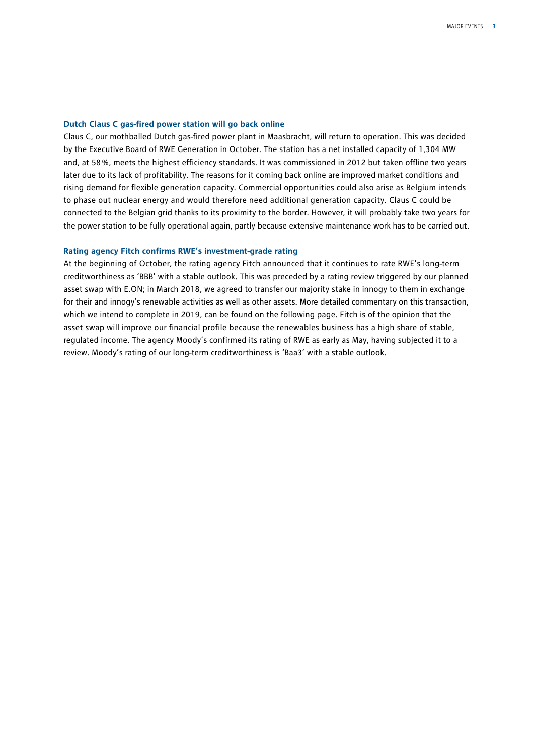### Dutch Claus C gas-fired power station will go back online

Claus C, our mothballed Dutch gas-fired power plant in Maasbracht, will return to operation. This was decided by the Executive Board of RWE Generation in October. The station has a net installed capacity of 1,304 MW and, at 58 %, meets the highest efficiency standards. It was commissioned in 2012 but taken offline two years later due to its lack of profitability. The reasons for it coming back online are improved market conditions and rising demand for flexible generation capacity. Commercial opportunities could also arise as Belgium intends to phase out nuclear energy and would therefore need additional generation capacity. Claus C could be connected to the Belgian grid thanks to its proximity to the border. However, it will probably take two years for the power station to be fully operational again, partly because extensive maintenance work has to be carried out.

### Rating agency Fitch confirms RWE's investment-grade rating

At the beginning of October, the rating agency Fitch announced that it continues to rate RWE's long-term creditworthiness as 'BBB' with a stable outlook. This was preceded by a rating review triggered by our planned asset swap with E.ON; in March 2018, we agreed to transfer our majority stake in innogy to them in exchange for their and innogy's renewable activities as well as other assets. More detailed commentary on this transaction, which we intend to complete in 2019, can be found on the following page. Fitch is of the opinion that the asset swap will improve our financial profile because the renewables business has a high share of stable, regulated income. The agency Moody's confirmed its rating of RWE as early as May, having subjected it to a review. Moody's rating of our long-term creditworthiness is 'Baa3' with a stable outlook.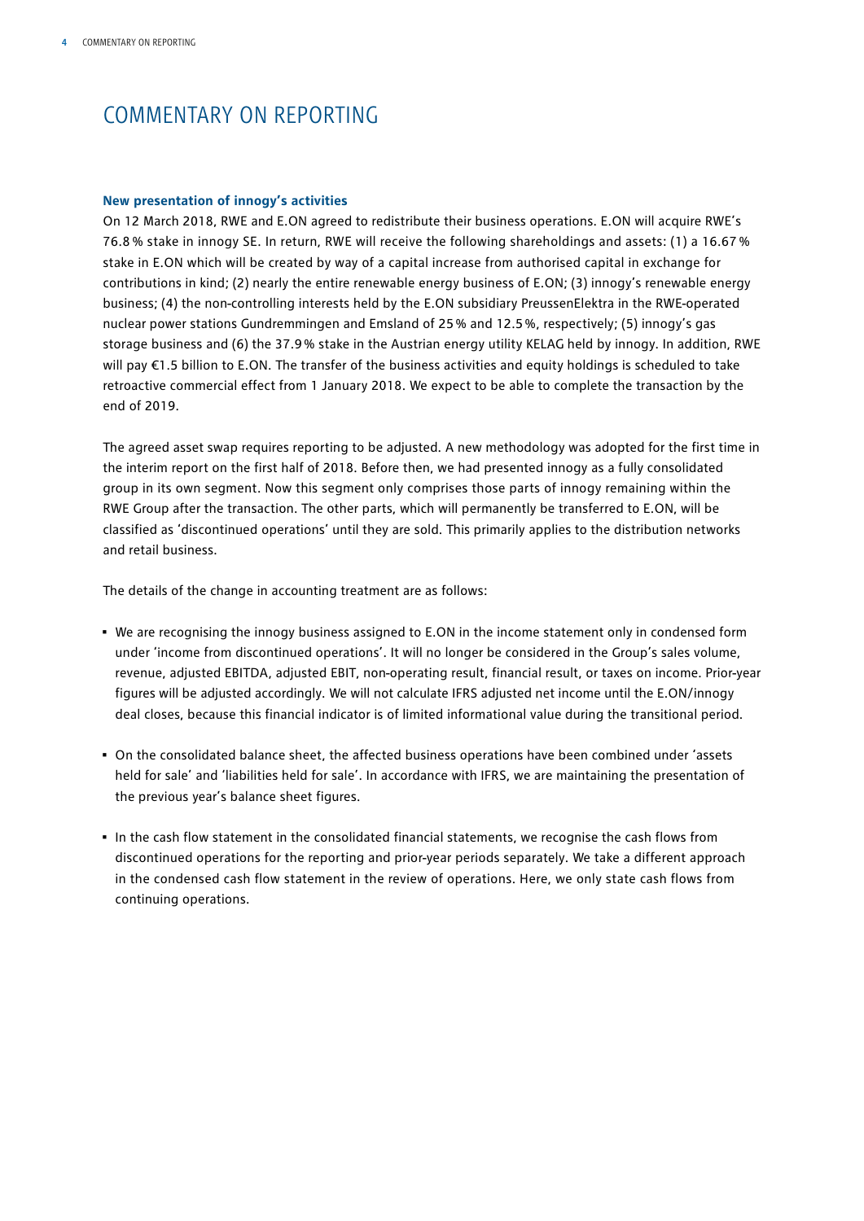# COMMENTARY ON REPORTING

### New presentation of innogy's activities

On 12 March 2018, RWE and E.ON agreed to redistribute their business operations. E.ON will acquire RWE's 76.8 % stake in innogy SE. In return, RWE will receive the following shareholdings and assets: (1) a 16.67 % stake in E.ON which will be created by way of a capital increase from authorised capital in exchange for contributions in kind; (2) nearly the entire renewable energy business of E.ON; (3) innogy's renewable energy business; (4) the non-controlling interests held by the E.ON subsidiary PreussenElektra in the RWE-operated nuclear power stations Gundremmingen and Emsland of 25 % and 12.5 %, respectively; (5) innogy's gas storage business and (6) the 37.9 % stake in the Austrian energy utility KELAG held by innogy. In addition, RWE will pay €1.5 billion to E.ON. The transfer of the business activities and equity holdings is scheduled to take retroactive commercial effect from 1 January 2018. We expect to be able to complete the transaction by the end of 2019.

The agreed asset swap requires reporting to be adjusted. A new methodology was adopted for the first time in the interim report on the first half of 2018. Before then, we had presented innogy as a fully consolidated group in its own segment. Now this segment only comprises those parts of innogy remaining within the RWE Group after the transaction. The other parts, which will permanently be transferred to E.ON, will be classified as 'discontinued operations' until they are sold. This primarily applies to the distribution networks and retail business.

The details of the change in accounting treatment are as follows:

- We are recognising the innogy business assigned to E.ON in the income statement only in condensed form under 'income from discontinued operations'. It will no longer be considered in the Group's sales volume, revenue, adjusted EBITDA, adjusted EBIT, non-operating result, financial result, or taxes on income. Prior-year figures will be adjusted accordingly. We will not calculate IFRS adjusted net income until the E.ON/innogy deal closes, because this financial indicator is of limited informational value during the transitional period.

- On the consolidated balance sheet, the affected business operations have been combined under 'assets held for sale' and 'liabilities held for sale'. In accordance with IFRS, we are maintaining the presentation of the previous year's balance sheet figures.

- In the cash flow statement in the consolidated financial statements, we recognise the cash flows from discontinued operations for the reporting and prior-year periods separately. We take a different approach in the condensed cash flow statement in the review of operations. Here, we only state cash flows from continuing operations.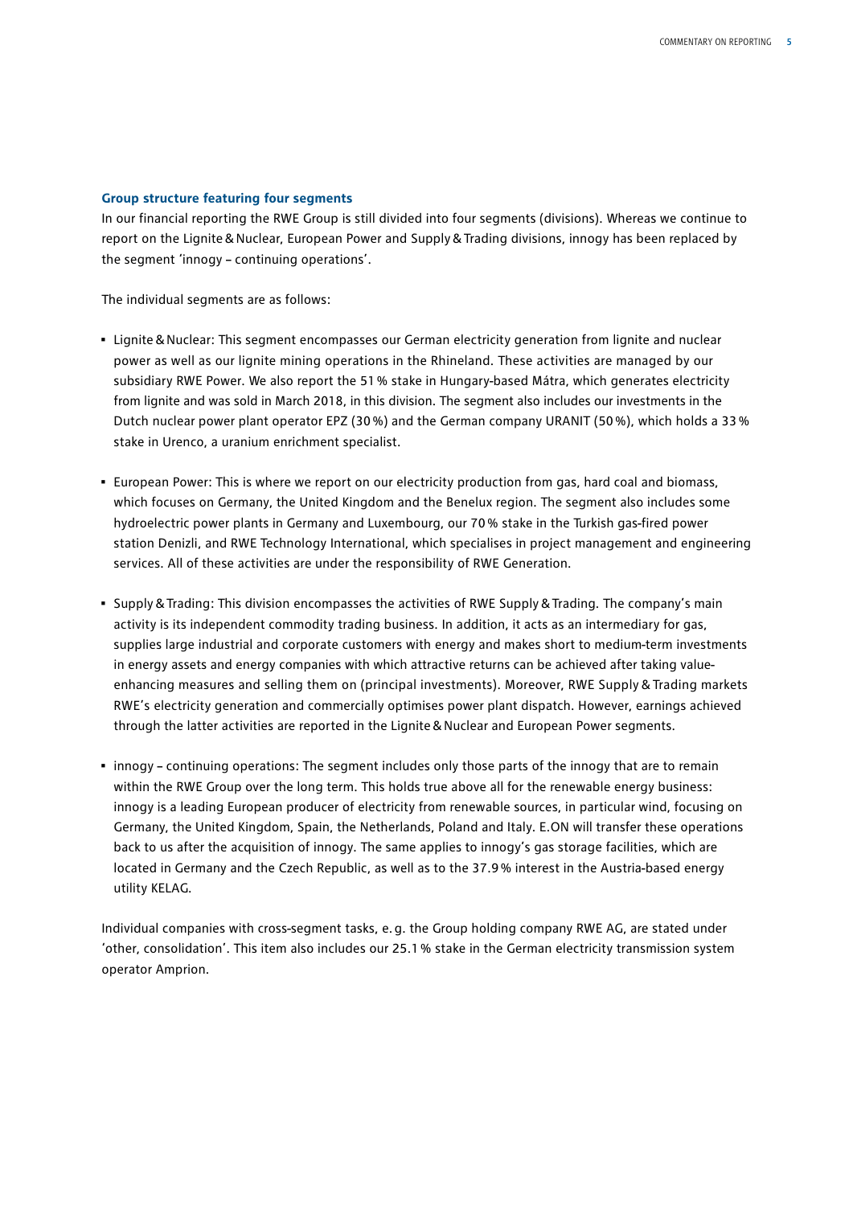### Group structure featuring four segments

In our financial reporting the RWE Group is still divided into four segments (divisions). Whereas we continue to report on the Lignite & Nuclear, European Power and Supply & Trading divisions, innogy has been replaced by the segment 'innogy – continuing operations'.

The individual segments are as follows:

- Lignite & Nuclear: This segment encompasses our German electricity generation from lignite and nuclear power as well as our lignite mining operations in the Rhineland. These activities are managed by our subsidiary RWE Power. We also report the 51 % stake in Hungary-based Mátra, which generates electricity from lignite and was sold in March 2018, in this division. The segment also includes our investments in the Dutch nuclear power plant operator EPZ (30 %) and the German company URANIT (50 %), which holds a 33 % stake in Urenco, a uranium enrichment specialist.
- European Power: This is where we report on our electricity production from gas, hard coal and biomass, which focuses on Germany, the United Kingdom and the Benelux region. The segment also includes some hydroelectric power plants in Germany and Luxembourg, our 70 % stake in the Turkish gas-fired power station Denizli, and RWE Technology International, which specialises in project management and engineering services. All of these activities are under the responsibility of RWE Generation.
- Supply & Trading: This division encompasses the activities of RWE Supply & Trading. The company's main activity is its independent commodity trading business. In addition, it acts as an intermediary for gas, supplies large industrial and corporate customers with energy and makes short to medium-term investments in energy assets and energy companies with which attractive returns can be achieved after taking value-enhancing measures and selling them on (principal investments). Moreover, RWE Supply & Trading markets RWE's electricity generation and commercially optimises power plant dispatch. However, earnings achieved through the latter activities are reported in the Lignite & Nuclear and European Power segments.
- innogy – continuing operations: The segment includes only those parts of the innogy that are to remain within the RWE Group over the long term. This holds true above all for the renewable energy business: innogy is a leading European producer of electricity from renewable sources, in particular wind, focusing on Germany, the United Kingdom, Spain, the Netherlands, Poland and Italy. E.ON will transfer these operations back to us after the acquisition of innogy. The same applies to innogy's gas storage facilities, which are located in Germany and the Czech Republic, as well as to the 37.9 % interest in the Austria-based energy utility KELAG.

Individual companies with cross-segment tasks, e. g. the Group holding company RWE AG, are stated under 'other, consolidation'. This item also includes our 25.1 % stake in the German electricity transmission system operator Amprion.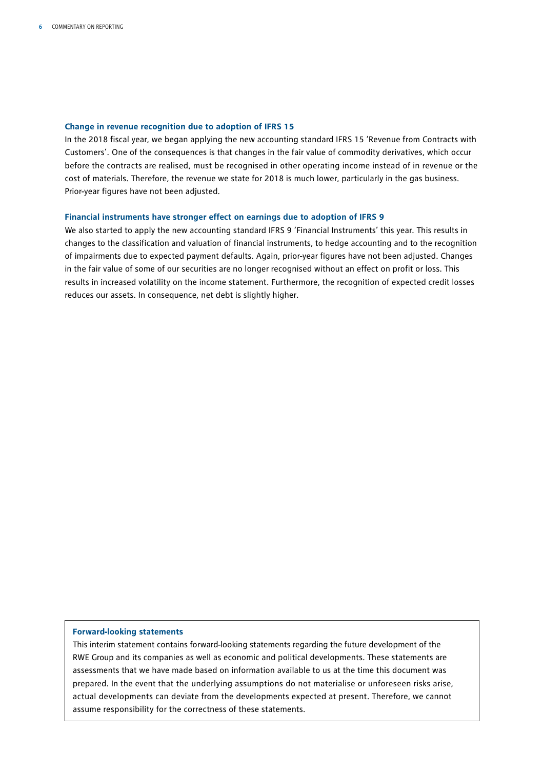### Change in revenue recognition due to adoption of IFRS 15

In the 2018 fiscal year, we began applying the new accounting standard IFRS 15 'Revenue from Contracts with Customers'. One of the consequences is that changes in the fair value of commodity derivatives, which occur before the contracts are realised, must be recognised in other operating income instead of in revenue or the cost of materials. Therefore, the revenue we state for 2018 is much lower, particularly in the gas business. Prior-year figures have not been adjusted.

### Financial instruments have stronger effect on earnings due to adoption of IFRS 9

We also started to apply the new accounting standard IFRS 9 'Financial Instruments' this year. This results in changes to the classification and valuation of financial instruments, to hedge accounting and to the recognition of impairments due to expected payment defaults. Again, prior-year figures have not been adjusted. Changes in the fair value of some of our securities are no longer recognised without an effect on profit or loss. This results in increased volatility on the income statement. Furthermore, the recognition of expected credit losses reduces our assets. In consequence, net debt is slightly higher.

### Forward-looking statements

This interim statement contains forward-looking statements regarding the future development of the RWE Group and its companies as well as economic and political developments. These statements are assessments that we have made based on information available to us at the time this document was prepared. In the event that the underlying assumptions do not materialise or unforeseen risks arise, actual developments can deviate from the developments expected at present. Therefore, we cannot assume responsibility for the correctness of these statements.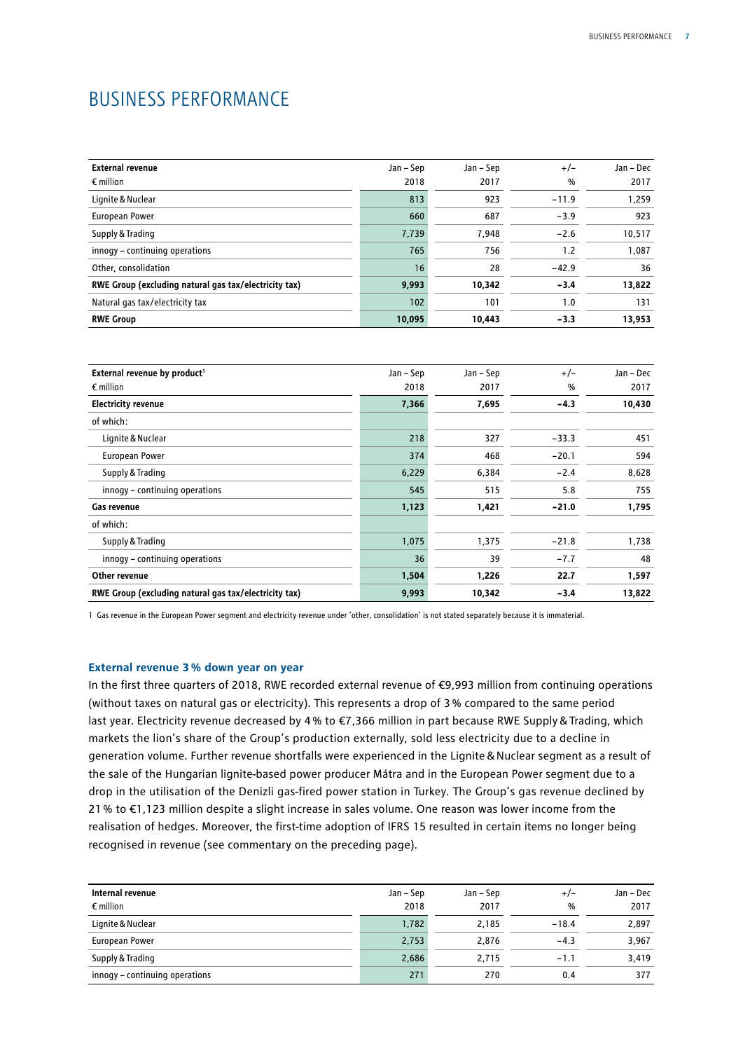# BUSINESS PERFORMANCE

| External revenue<br>€ million | Jan – Sep<br>2018 | Jan – Sep<br>2017 | +/–<br>% | Jan – Dec<br>2017 |
|---|---|---|---|---|
| Lignite & Nuclear | 813 | 923 | −11.9 | 1,259 |
| European Power | 660 | 687 | −3.9 | 923 |
| Supply & Trading | 7,739 | 7,948 | −2.6 | 10,517 |
| innogy – continuing operations | 765 | 756 | 1.2 | 1,087 |
| Other, consolidation | 16 | 28 | −42.9 | 36 |
| **RWE Group (excluding natural gas tax/electricity tax)** | **9,993** | **10,342** | **−3.4** | **13,822** |
| Natural gas tax/electricity tax | 102 | 101 | 1.0 | 131 |
| **RWE Group** | **10,095** | **10,443** | **−3.3** | **13,953** |

| External revenue by product[1]<br>€ million | Jan – Sep<br>2018 | Jan – Sep<br>2017 | +/–<br>% | Jan – Dec<br>2017 |
|---|---|---|---|---|
| **Electricity revenue** | **7,366** | **7,695** | **−4.3** | **10,430** |
| of which: | | | | |
| Lignite & Nuclear | 218 | 327 | −33.3 | 451 |
| European Power | 374 | 468 | −20.1 | 594 |
| Supply & Trading | 6,229 | 6,384 | −2.4 | 8,628 |
| innogy – continuing operations | 545 | 515 | 5.8 | 755 |
| **Gas revenue** | **1,123** | **1,421** | **−21.0** | **1,795** |
| of which: | | | | |
| Supply & Trading | 1,075 | 1,375 | −21.8 | 1,738 |
| innogy – continuing operations | 36 | 39 | −7.7 | 48 |
| **Other revenue** | **1,504** | **1,226** | **22.7** | **1,597** |
| **RWE Group (excluding natural gas tax/electricity tax)** | **9,993** | **10,342** | **−3.4** | **13,822** |

1 Gas revenue in the European Power segment and electricity revenue under 'other, consolidation' is not stated separately because it is immaterial.

### External revenue 3 % down year on year

In the first three quarters of 2018, RWE recorded external revenue of €9,993 million from continuing operations (without taxes on natural gas or electricity). This represents a drop of 3 % compared to the same period last year. Electricity revenue decreased by 4 % to €7,366 million in part because RWE Supply & Trading, which markets the lion's share of the Group's production externally, sold less electricity due to a decline in generation volume. Further revenue shortfalls were experienced in the Lignite & Nuclear segment as a result of the sale of the Hungarian lignite-based power producer Mátra and in the European Power segment due to a drop in the utilisation of the Denizli gas-fired power station in Turkey. The Group's gas revenue declined by 21 % to €1,123 million despite a slight increase in sales volume. One reason was lower income from the realisation of hedges. Moreover, the first-time adoption of IFRS 15 resulted in certain items no longer being recognised in revenue (see commentary on the preceding page).

| Internal revenue<br>€ million | Jan – Sep<br>2018 | Jan – Sep<br>2017 | +/–<br>% | Jan – Dec<br>2017 |
|---|---|---|---|---|
| Lignite & Nuclear | 1,782 | 2,185 | −18.4 | 2,897 |
| European Power | 2,753 | 2,876 | −4.3 | 3,967 |
| Supply & Trading | 2,686 | 2,715 | −1.1 | 3,419 |
| innogy – continuing operations | 271 | 270 | 0.4 | 377 |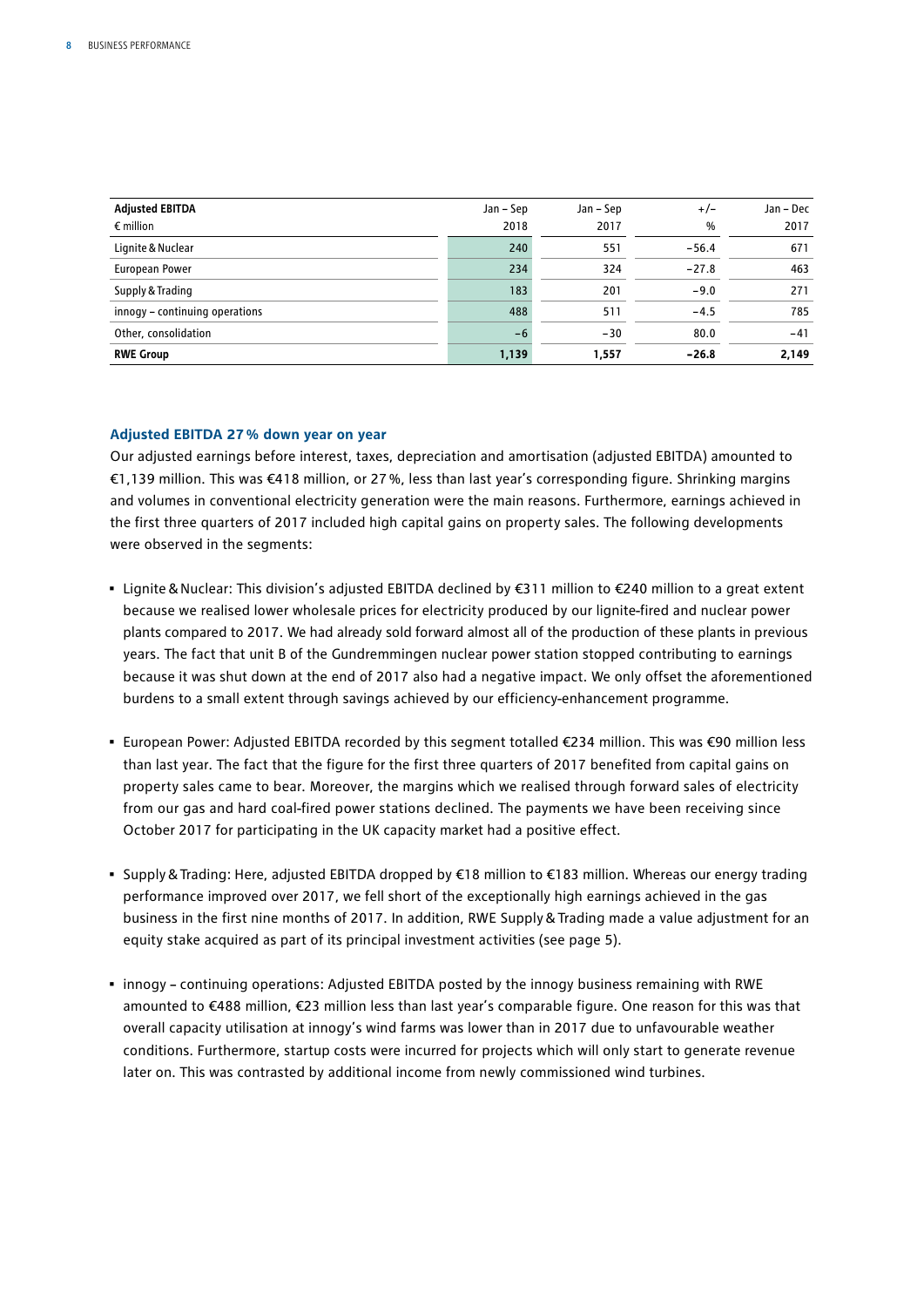| Adjusted EBITDA<br>€ million | Jan – Sep<br>2018 | Jan – Sep<br>2017 | +/–<br>% | Jan – Dec<br>2017 |
|---|---|---|---|---|
| Lignite & Nuclear | 240 | 551 | −56.4 | 671 |
| European Power | 234 | 324 | −27.8 | 463 |
| Supply & Trading | 183 | 201 | −9.0 | 271 |
| innogy – continuing operations | 488 | 511 | −4.5 | 785 |
| Other, consolidation | −6 | −30 | 80.0 | −41 |
| **RWE Group** | **1,139** | **1,557** | **−26.8** | **2,149** |

### Adjusted EBITDA 27 % down year on year

Our adjusted earnings before interest, taxes, depreciation and amortisation (adjusted EBITDA) amounted to €1,139 million. This was €418 million, or 27 %, less than last year's corresponding figure. Shrinking margins and volumes in conventional electricity generation were the main reasons. Furthermore, earnings achieved in the first three quarters of 2017 included high capital gains on property sales. The following developments were observed in the segments:

- Lignite & Nuclear: This division's adjusted EBITDA declined by €311 million to €240 million to a great extent because we realised lower wholesale prices for electricity produced by our lignite-fired and nuclear power plants compared to 2017. We had already sold forward almost all of the production of these plants in previous years. The fact that unit B of the Gundremmingen nuclear power station stopped contributing to earnings because it was shut down at the end of 2017 also had a negative impact. We only offset the aforementioned burdens to a small extent through savings achieved by our efficiency-enhancement programme.

- European Power: Adjusted EBITDA recorded by this segment totalled €234 million. This was €90 million less than last year. The fact that the figure for the first three quarters of 2017 benefited from capital gains on property sales came to bear. Moreover, the margins which we realised through forward sales of electricity from our gas and hard coal-fired power stations declined. The payments we have been receiving since October 2017 for participating in the UK capacity market had a positive effect.

- Supply & Trading: Here, adjusted EBITDA dropped by €18 million to €183 million. Whereas our energy trading performance improved over 2017, we fell short of the exceptionally high earnings achieved in the gas business in the first nine months of 2017. In addition, RWE Supply & Trading made a value adjustment for an equity stake acquired as part of its principal investment activities (see page 5).

- innogy – continuing operations: Adjusted EBITDA posted by the innogy business remaining with RWE amounted to €488 million, €23 million less than last year's comparable figure. One reason for this was that overall capacity utilisation at innogy's wind farms was lower than in 2017 due to unfavourable weather conditions. Furthermore, startup costs were incurred for projects which will only start to generate revenue later on. This was contrasted by additional income from newly commissioned wind turbines.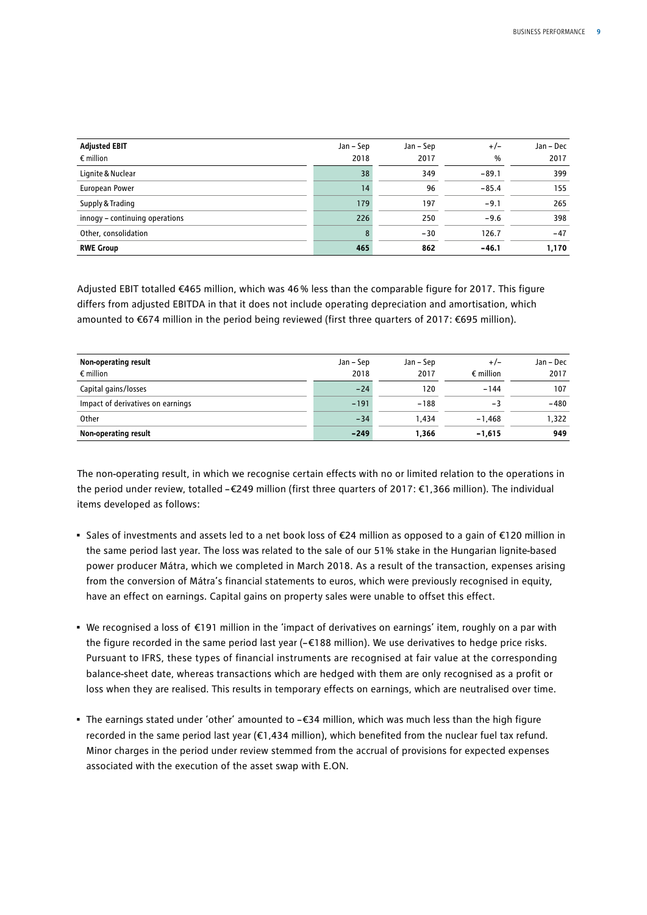| Adjusted EBIT<br>€ million | Jan – Sep<br>2018 | Jan – Sep<br>2017 | +/–<br>% | Jan – Dec<br>2017 |
|---|---|---|---|---|
| Lignite & Nuclear | 38 | 349 | −89.1 | 399 |
| European Power | 14 | 96 | −85.4 | 155 |
| Supply & Trading | 179 | 197 | −9.1 | 265 |
| innogy – continuing operations | 226 | 250 | −9.6 | 398 |
| Other, consolidation | 8 | −30 | 126.7 | −47 |
| **RWE Group** | **465** | **862** | **−46.1** | **1,170** |

Adjusted EBIT totalled €465 million, which was 46 % less than the comparable figure for 2017. This figure differs from adjusted EBITDA in that it does not include operating depreciation and amortisation, which amounted to €674 million in the period being reviewed (first three quarters of 2017: €695 million).

| Non-operating result<br>€ million | Jan – Sep<br>2018 | Jan – Sep<br>2017 | +/–<br>€ million | Jan – Dec<br>2017 |
|---|---|---|---|---|
| Capital gains/losses | −24 | 120 | −144 | 107 |
| Impact of derivatives on earnings | −191 | −188 | −3 | −480 |
| Other | −34 | 1,434 | −1,468 | 1,322 |
| **Non-operating result** | **−249** | **1,366** | **−1,615** | **949** |

The non-operating result, in which we recognise certain effects with no or limited relation to the operations in the period under review, totalled –€249 million (first three quarters of 2017: €1,366 million). The individual items developed as follows:

- Sales of investments and assets led to a net book loss of €24 million as opposed to a gain of €120 million in the same period last year. The loss was related to the sale of our 51% stake in the Hungarian lignite-based power producer Mátra, which we completed in March 2018. As a result of the transaction, expenses arising from the conversion of Mátra's financial statements to euros, which were previously recognised in equity, have an effect on earnings. Capital gains on property sales were unable to offset this effect.

- We recognised a loss of €191 million in the 'impact of derivatives on earnings' item, roughly on a par with the figure recorded in the same period last year (–€188 million). We use derivatives to hedge price risks. Pursuant to IFRS, these types of financial instruments are recognised at fair value at the corresponding balance-sheet date, whereas transactions which are hedged with them are only recognised as a profit or loss when they are realised. This results in temporary effects on earnings, which are neutralised over time.

- The earnings stated under 'other' amounted to –€34 million, which was much less than the high figure recorded in the same period last year (€1,434 million), which benefited from the nuclear fuel tax refund. Minor charges in the period under review stemmed from the accrual of provisions for expected expenses associated with the execution of the asset swap with E.ON.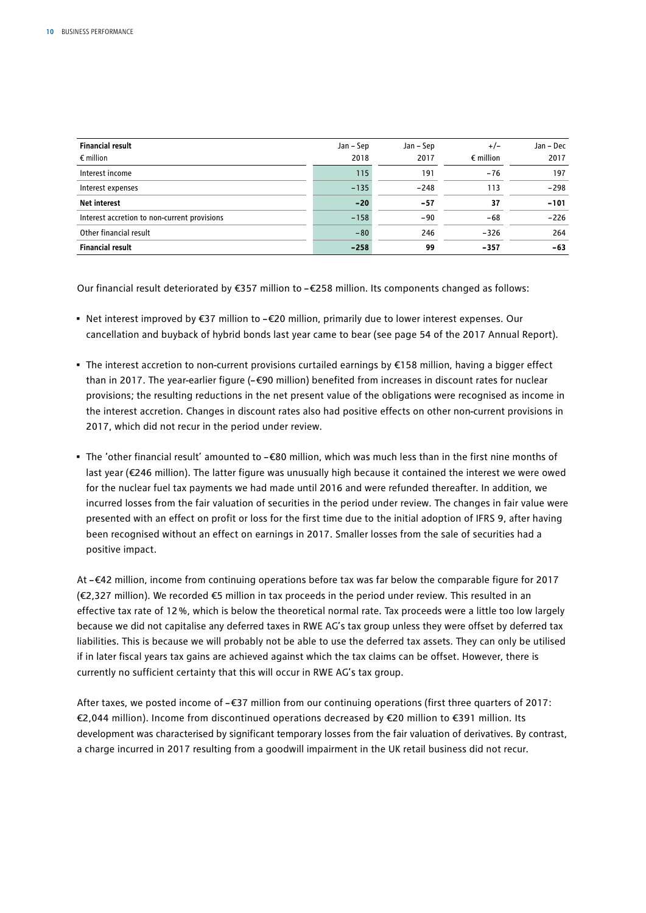| **Financial result**<br>€ million | Jan – Sep<br>2018 | Jan – Sep<br>2017 | +/–<br>€ million | Jan – Dec<br>2017 |
|---|---|---|---|---|
| Interest income | 115 | 191 | −76 | 197 |
| Interest expenses | −135 | −248 | 113 | −298 |
| **Net interest** | **−20** | **−57** | **37** | **−101** |
| Interest accretion to non-current provisions | −158 | −90 | −68 | −226 |
| Other financial result | −80 | 246 | −326 | 264 |
| **Financial result** | **−258** | **99** | **−357** | **−63** |

Our financial result deteriorated by €357 million to –€258 million. Its components changed as follows:

- Net interest improved by €37 million to –€20 million, primarily due to lower interest expenses. Our cancellation and buyback of hybrid bonds last year came to bear (see page 54 of the 2017 Annual Report).
- The interest accretion to non-current provisions curtailed earnings by €158 million, having a bigger effect than in 2017. The year-earlier figure (–€90 million) benefited from increases in discount rates for nuclear provisions; the resulting reductions in the net present value of the obligations were recognised as income in the interest accretion. Changes in discount rates also had positive effects on other non-current provisions in 2017, which did not recur in the period under review.
- The 'other financial result' amounted to –€80 million, which was much less than in the first nine months of last year (€246 million). The latter figure was unusually high because it contained the interest we were owed for the nuclear fuel tax payments we had made until 2016 and were refunded thereafter. In addition, we incurred losses from the fair valuation of securities in the period under review. The changes in fair value were presented with an effect on profit or loss for the first time due to the initial adoption of IFRS 9, after having been recognised without an effect on earnings in 2017. Smaller losses from the sale of securities had a positive impact.

At –€42 million, income from continuing operations before tax was far below the comparable figure for 2017 (€2,327 million). We recorded €5 million in tax proceeds in the period under review. This resulted in an effective tax rate of 12%, which is below the theoretical normal rate. Tax proceeds were a little too low largely because we did not capitalise any deferred taxes in RWE AG's tax group unless they were offset by deferred tax liabilities. This is because we will probably not be able to use the deferred tax assets. They can only be utilised if in later fiscal years tax gains are achieved against which the tax claims can be offset. However, there is currently no sufficient certainty that this will occur in RWE AG's tax group.

After taxes, we posted income of –€37 million from our continuing operations (first three quarters of 2017: €2,044 million). Income from discontinued operations decreased by €20 million to €391 million. Its development was characterised by significant temporary losses from the fair valuation of derivatives. By contrast, a charge incurred in 2017 resulting from a goodwill impairment in the UK retail business did not recur.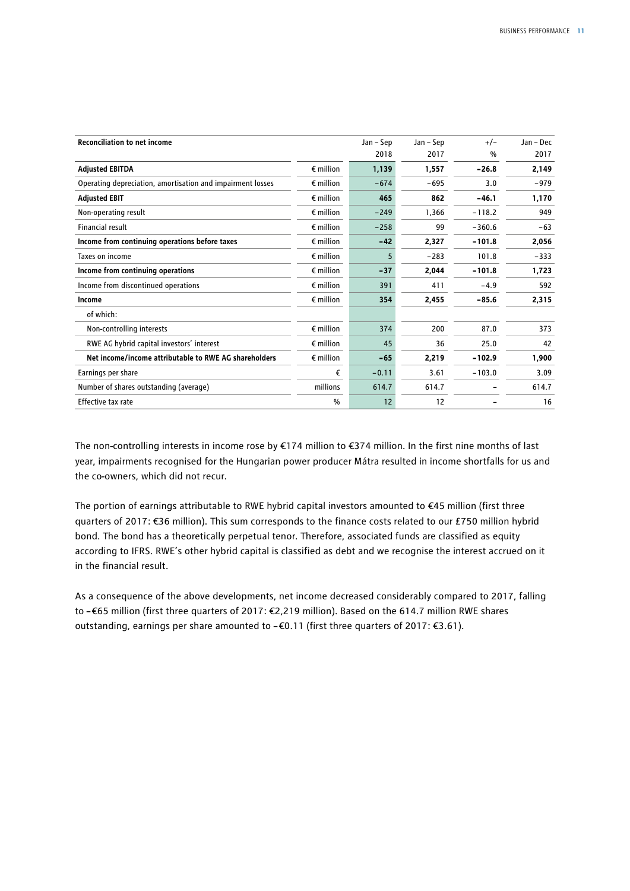| Reconciliation to net income | | Jan – Sep 2018 | Jan – Sep 2017 | +/– % | Jan – Dec 2017 |
|---|---|---|---|---|---|
| **Adjusted EBITDA** | € million | **1,139** | **1,557** | **–26.8** | **2,149** |
| Operating depreciation, amortisation and impairment losses | € million | –674 | –695 | 3.0 | –979 |
| **Adjusted EBIT** | € million | **465** | **862** | **–46.1** | **1,170** |
| Non-operating result | € million | –249 | 1,366 | –118.2 | 949 |
| Financial result | € million | –258 | 99 | –360.6 | –63 |
| **Income from continuing operations before taxes** | € million | **–42** | **2,327** | **–101.8** | **2,056** |
| Taxes on income | € million | 5 | –283 | 101.8 | –333 |
| **Income from continuing operations** | € million | **–37** | **2,044** | **–101.8** | **1,723** |
| Income from discontinued operations | € million | 391 | 411 | –4.9 | 592 |
| **Income** | € million | **354** | **2,455** | **–85.6** | **2,315** |
| of which: | | | | | |
| Non-controlling interests | € million | 374 | 200 | 87.0 | 373 |
| RWE AG hybrid capital investors' interest | € million | 45 | 36 | 25.0 | 42 |
| **Net income/income attributable to RWE AG shareholders** | € million | **–65** | **2,219** | **–102.9** | **1,900** |
| Earnings per share | € | –0.11 | 3.61 | –103.0 | 3.09 |
| Number of shares outstanding (average) | millions | 614.7 | 614.7 | – | 614.7 |
| Effective tax rate | % | 12 | 12 | – | 16 |

The non-controlling interests in income rose by €174 million to €374 million. In the first nine months of last year, impairments recognised for the Hungarian power producer Mátra resulted in income shortfalls for us and the co-owners, which did not recur.

The portion of earnings attributable to RWE hybrid capital investors amounted to €45 million (first three quarters of 2017: €36 million). This sum corresponds to the finance costs related to our £750 million hybrid bond. The bond has a theoretically perpetual tenor. Therefore, associated funds are classified as equity according to IFRS. RWE's other hybrid capital is classified as debt and we recognise the interest accrued on it in the financial result.

As a consequence of the above developments, net income decreased considerably compared to 2017, falling to –€65 million (first three quarters of 2017: €2,219 million). Based on the 614.7 million RWE shares outstanding, earnings per share amounted to –€0.11 (first three quarters of 2017: €3.61).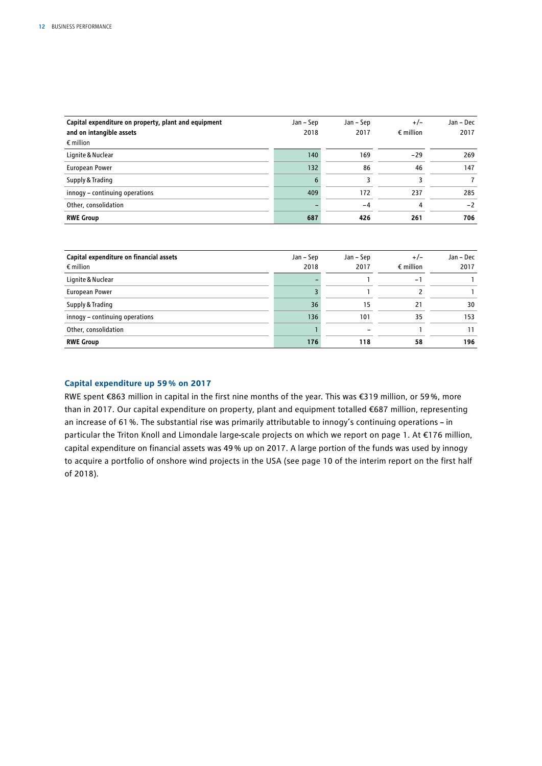| Capital expenditure on property, plant and equipment and on intangible assets<br>€ million | Jan – Sep 2018 | Jan – Sep 2017 | +/– € million | Jan – Dec 2017 |
|---|---|---|---|---|
| Lignite & Nuclear | 140 | 169 | −29 | 269 |
| European Power | 132 | 86 | 46 | 147 |
| Supply & Trading | 6 | 3 | 3 | 7 |
| innogy – continuing operations | 409 | 172 | 237 | 285 |
| Other, consolidation | – | −4 | 4 | −2 |
| **RWE Group** | **687** | **426** | **261** | **706** |

| Capital expenditure on financial assets<br>€ million | Jan – Sep 2018 | Jan – Sep 2017 | +/– € million | Jan – Dec 2017 |
|---|---|---|---|---|
| Lignite & Nuclear | – | 1 | −1 | 1 |
| European Power | 3 | 1 | 2 | 1 |
| Supply & Trading | 36 | 15 | 21 | 30 |
| innogy – continuing operations | 136 | 101 | 35 | 153 |
| Other, consolidation | 1 | – | 1 | 11 |
| **RWE Group** | **176** | **118** | **58** | **196** |

### Capital expenditure up 59 % on 2017

RWE spent €863 million in capital in the first nine months of the year. This was €319 million, or 59 %, more than in 2017. Our capital expenditure on property, plant and equipment totalled €687 million, representing an increase of 61 %. The substantial rise was primarily attributable to innogy's continuing operations – in particular the Triton Knoll and Limondale large-scale projects on which we report on page 1. At €176 million, capital expenditure on financial assets was 49 % up on 2017. A large portion of the funds was used by innogy to acquire a portfolio of onshore wind projects in the USA (see page 10 of the interim report on the first half of 2018).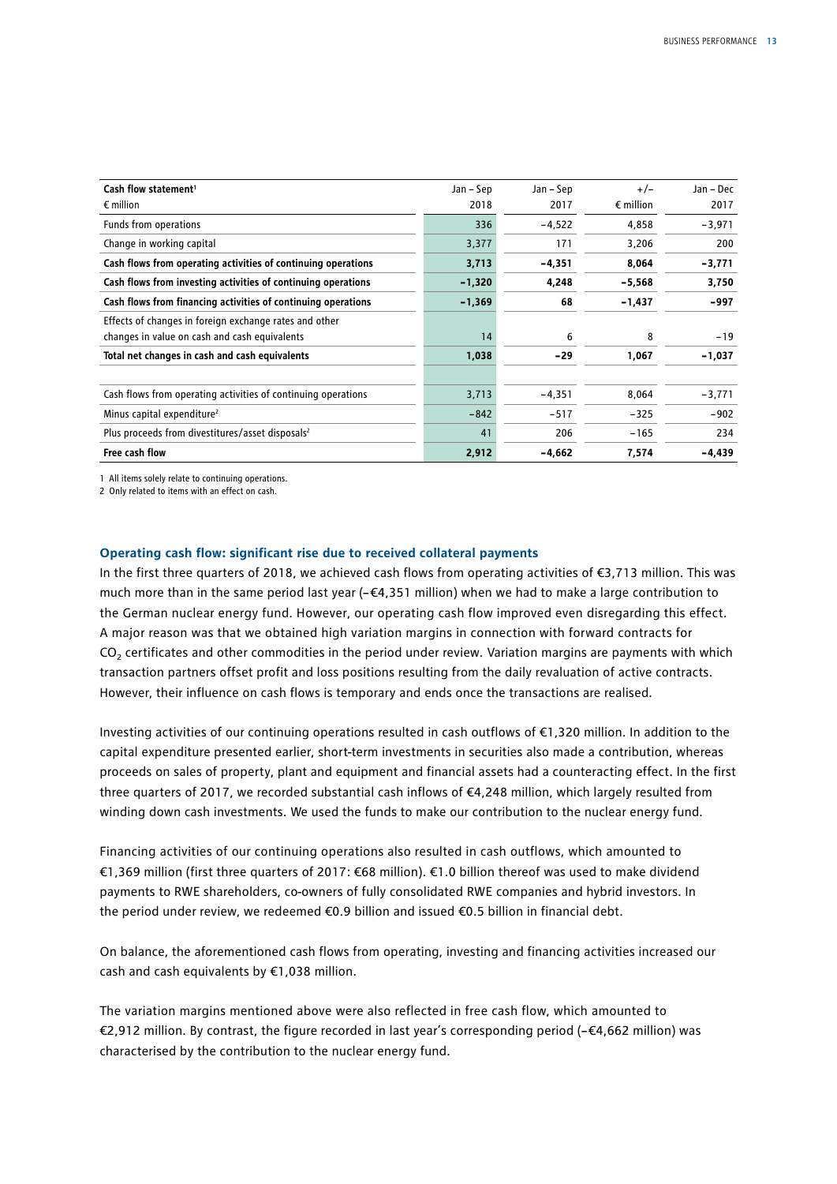| Cash flow statement[1] € million | Jan – Sep 2018 | Jan – Sep 2017 | +/– € million | Jan – Dec 2017 |
|---|---|---|---|---|
| Funds from operations | 336 | −4,522 | 4,858 | −3,971 |
| Change in working capital | 3,377 | 171 | 3,206 | 200 |
| **Cash flows from operating activities of continuing operations** | **3,713** | **−4,351** | **8,064** | **−3,771** |
| **Cash flows from investing activities of continuing operations** | **−1,320** | **4,248** | **−5,568** | **3,750** |
| **Cash flows from financing activities of continuing operations** | **−1,369** | **68** | **−1,437** | **−997** |
| Effects of changes in foreign exchange rates and other changes in value on cash and cash equivalents | 14 | 6 | 8 | −19 |
| **Total net changes in cash and cash equivalents** | **1,038** | **−29** | **1,067** | **−1,037** |
| | | | | |
| Cash flows from operating activities of continuing operations | 3,713 | −4,351 | 8,064 | −3,771 |
| Minus capital expenditure[2] | −842 | −517 | −325 | −902 |
| Plus proceeds from divestitures/asset disposals[2] | 41 | 206 | −165 | 234 |
| **Free cash flow** | **2,912** | **−4,662** | **7,574** | **−4,439** |

1 All items solely relate to continuing operations.
2 Only related to items with an effect on cash.

### Operating cash flow: significant rise due to received collateral payments

In the first three quarters of 2018, we achieved cash flows from operating activities of €3,713 million. This was much more than in the same period last year (–€4,351 million) when we had to make a large contribution to the German nuclear energy fund. However, our operating cash flow improved even disregarding this effect. A major reason was that we obtained high variation margins in connection with forward contracts for $CO_2$ certificates and other commodities in the period under review. Variation margins are payments with which transaction partners offset profit and loss positions resulting from the daily revaluation of active contracts. However, their influence on cash flows is temporary and ends once the transactions are realised.

Investing activities of our continuing operations resulted in cash outflows of €1,320 million. In addition to the capital expenditure presented earlier, short-term investments in securities also made a contribution, whereas proceeds on sales of property, plant and equipment and financial assets had a counteracting effect. In the first three quarters of 2017, we recorded substantial cash inflows of €4,248 million, which largely resulted from winding down cash investments. We used the funds to make our contribution to the nuclear energy fund.

Financing activities of our continuing operations also resulted in cash outflows, which amounted to €1,369 million (first three quarters of 2017: €68 million). €1.0 billion thereof was used to make dividend payments to RWE shareholders, co-owners of fully consolidated RWE companies and hybrid investors. In the period under review, we redeemed €0.9 billion and issued €0.5 billion in financial debt.

On balance, the aforementioned cash flows from operating, investing and financing activities increased our cash and cash equivalents by €1,038 million.

The variation margins mentioned above were also reflected in free cash flow, which amounted to €2,912 million. By contrast, the figure recorded in last year's corresponding period (–€4,662 million) was characterised by the contribution to the nuclear energy fund.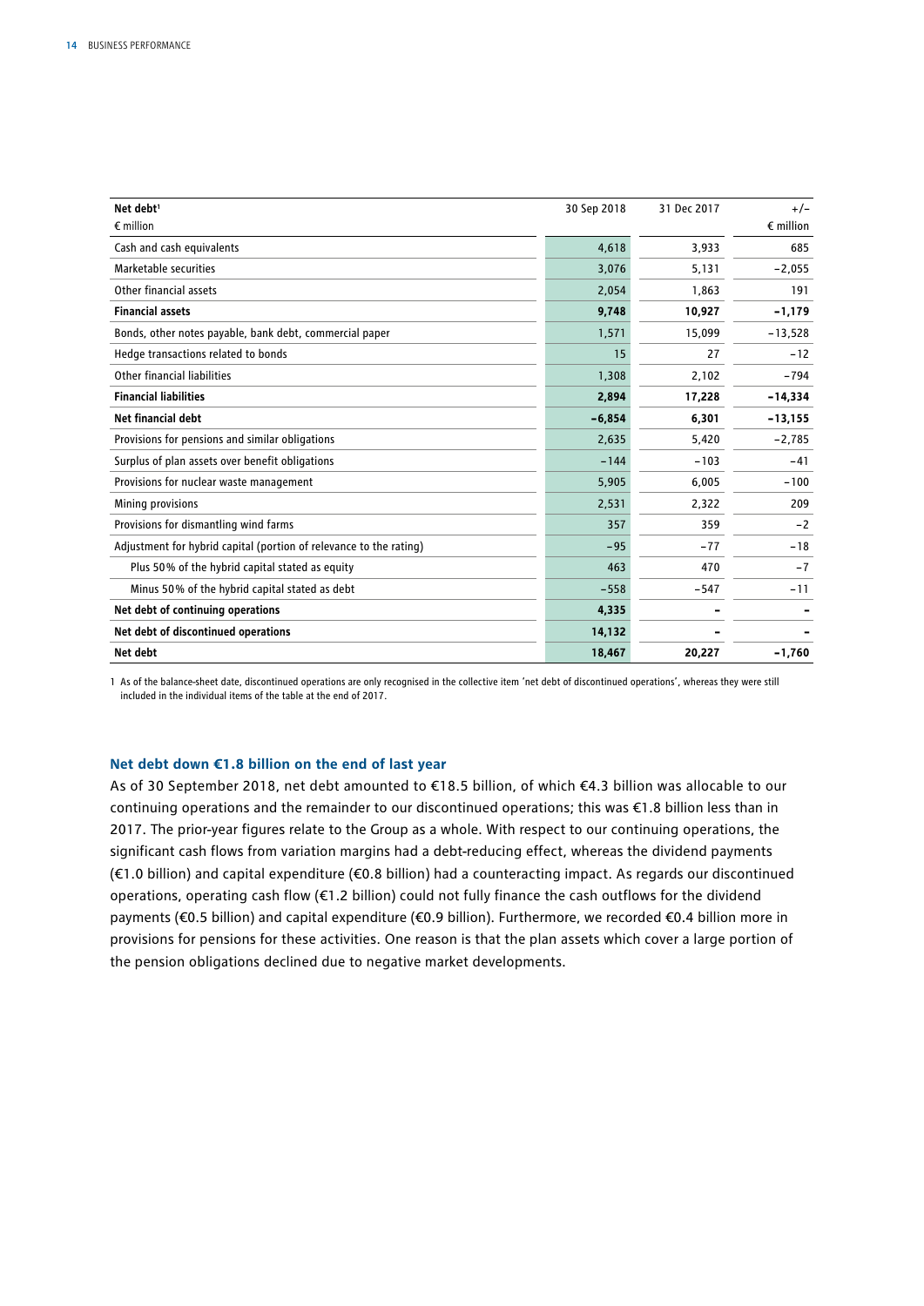| Net debt[1] € million | 30 Sep 2018 | 31 Dec 2017 | +/− € million |
|---|---|---|---|
| Cash and cash equivalents | 4,618 | 3,933 | 685 |
| Marketable securities | 3,076 | 5,131 | −2,055 |
| Other financial assets | 2,054 | 1,863 | 191 |
| **Financial assets** | **9,748** | **10,927** | **−1,179** |
| Bonds, other notes payable, bank debt, commercial paper | 1,571 | 15,099 | −13,528 |
| Hedge transactions related to bonds | 15 | 27 | −12 |
| Other financial liabilities | 1,308 | 2,102 | −794 |
| **Financial liabilities** | **2,894** | **17,228** | **−14,334** |
| **Net financial debt** | **−6,854** | **6,301** | **−13,155** |
| Provisions for pensions and similar obligations | 2,635 | 5,420 | −2,785 |
| Surplus of plan assets over benefit obligations | −144 | −103 | −41 |
| Provisions for nuclear waste management | 5,905 | 6,005 | −100 |
| Mining provisions | 2,531 | 2,322 | 209 |
| Provisions for dismantling wind farms | 357 | 359 | −2 |
| Adjustment for hybrid capital (portion of relevance to the rating) | −95 | −77 | −18 |
| Plus 50% of the hybrid capital stated as equity | 463 | 470 | −7 |
| Minus 50% of the hybrid capital stated as debt | −558 | −547 | −11 |
| **Net debt of continuing operations** | **4,335** | **-** | **-** |
| **Net debt of discontinued operations** | **14,132** | **-** | **-** |
| **Net debt** | **18,467** | **20,227** | **−1,760** |

1 As of the balance-sheet date, discontinued operations are only recognised in the collective item 'net debt of discontinued operations', whereas they were still included in the individual items of the table at the end of 2017.

### Net debt down €1.8 billion on the end of last year

As of 30 September 2018, net debt amounted to €18.5 billion, of which €4.3 billion was allocable to our continuing operations and the remainder to our discontinued operations; this was €1.8 billion less than in 2017. The prior-year figures relate to the Group as a whole. With respect to our continuing operations, the significant cash flows from variation margins had a debt-reducing effect, whereas the dividend payments (€1.0 billion) and capital expenditure (€0.8 billion) had a counteracting impact. As regards our discontinued operations, operating cash flow (€1.2 billion) could not fully finance the cash outflows for the dividend payments (€0.5 billion) and capital expenditure (€0.9 billion). Furthermore, we recorded €0.4 billion more in provisions for pensions for these activities. One reason is that the plan assets which cover a large portion of the pension obligations declined due to negative market developments.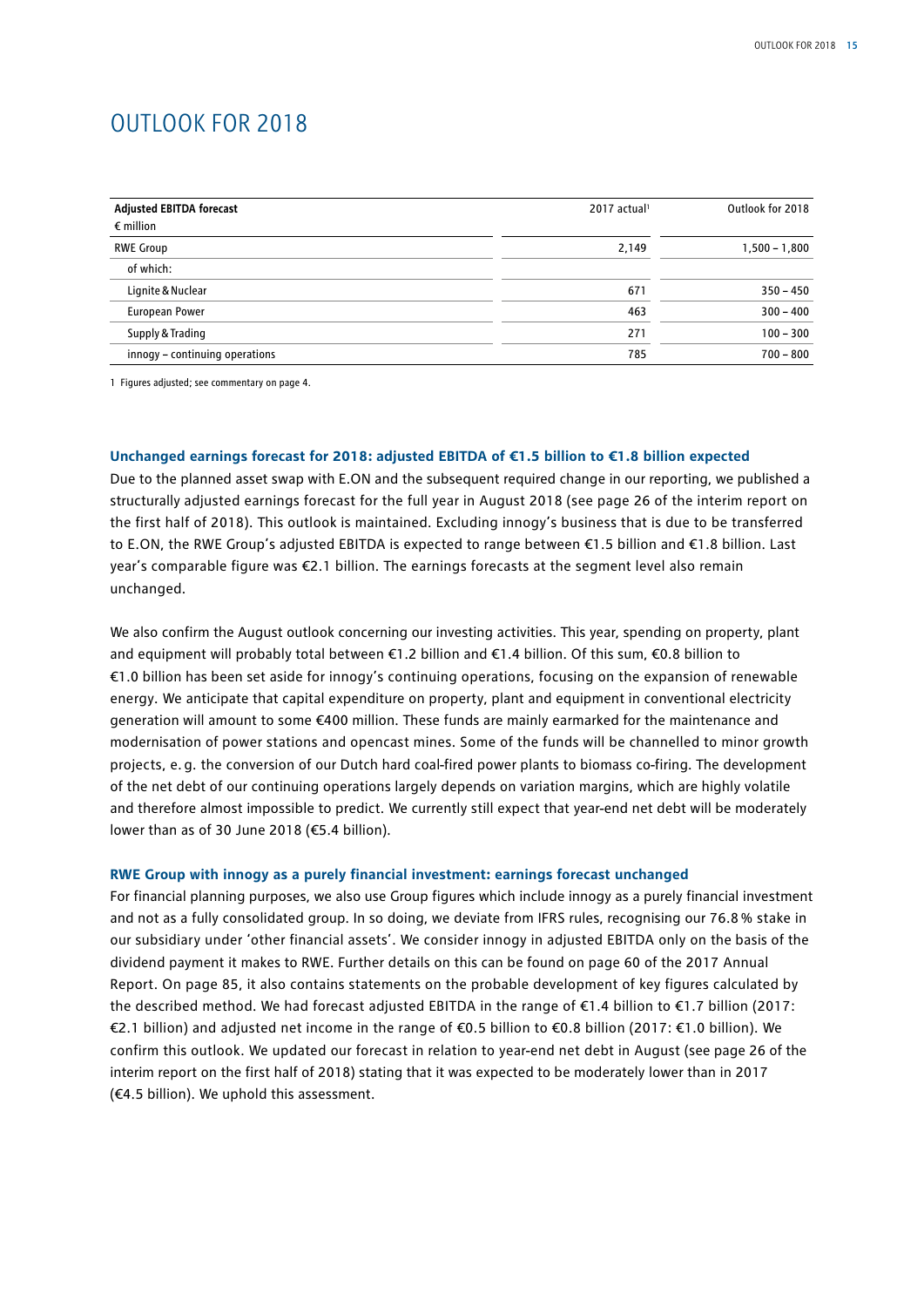# OUTLOOK FOR 2018

| Adjusted EBITDA forecast<br>€ million | 2017 actual[1] | Outlook for 2018 |
|---|---|---|
| RWE Group | 2,149 | 1,500 – 1,800 |
| of which: | | |
| Lignite & Nuclear | 671 | 350 – 450 |
| European Power | 463 | 300 – 400 |
| Supply & Trading | 271 | 100 – 300 |
| innogy – continuing operations | 785 | 700 – 800 |

1 Figures adjusted; see commentary on page 4.

### Unchanged earnings forecast for 2018: adjusted EBITDA of €1.5 billion to €1.8 billion expected

Due to the planned asset swap with E.ON and the subsequent required change in our reporting, we published a structurally adjusted earnings forecast for the full year in August 2018 (see page 26 of the interim report on the first half of 2018). This outlook is maintained. Excluding innogy's business that is due to be transferred to E.ON, the RWE Group's adjusted EBITDA is expected to range between €1.5 billion and €1.8 billion. Last year's comparable figure was €2.1 billion. The earnings forecasts at the segment level also remain unchanged.

We also confirm the August outlook concerning our investing activities. This year, spending on property, plant and equipment will probably total between €1.2 billion and €1.4 billion. Of this sum, €0.8 billion to €1.0 billion has been set aside for innogy's continuing operations, focusing on the expansion of renewable energy. We anticipate that capital expenditure on property, plant and equipment in conventional electricity generation will amount to some €400 million. These funds are mainly earmarked for the maintenance and modernisation of power stations and opencast mines. Some of the funds will be channelled to minor growth projects, e. g. the conversion of our Dutch hard coal-fired power plants to biomass co-firing. The development of the net debt of our continuing operations largely depends on variation margins, which are highly volatile and therefore almost impossible to predict. We currently still expect that year-end net debt will be moderately lower than as of 30 June 2018 (€5.4 billion).

### RWE Group with innogy as a purely financial investment: earnings forecast unchanged

For financial planning purposes, we also use Group figures which include innogy as a purely financial investment and not as a fully consolidated group. In so doing, we deviate from IFRS rules, recognising our 76.8 % stake in our subsidiary under 'other financial assets'. We consider innogy in adjusted EBITDA only on the basis of the dividend payment it makes to RWE. Further details on this can be found on page 60 of the 2017 Annual Report. On page 85, it also contains statements on the probable development of key figures calculated by the described method. We had forecast adjusted EBITDA in the range of €1.4 billion to €1.7 billion (2017: €2.1 billion) and adjusted net income in the range of €0.5 billion to €0.8 billion (2017: €1.0 billion). We confirm this outlook. We updated our forecast in relation to year-end net debt in August (see page 26 of the interim report on the first half of 2018) stating that it was expected to be moderately lower than in 2017 (€4.5 billion). We uphold this assessment.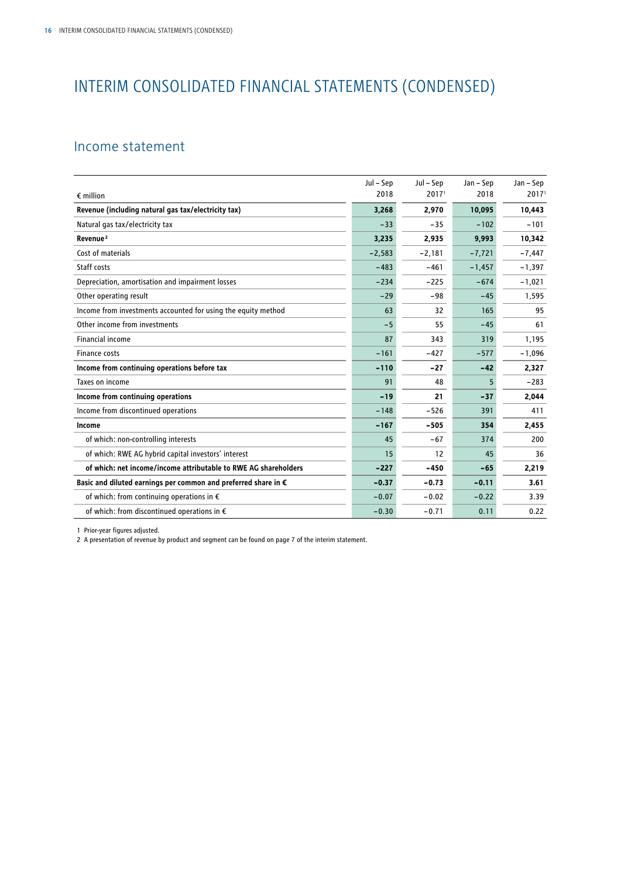# INTERIM CONSOLIDATED FINANCIAL STATEMENTS (CONDENSED)

## Income statement

| € million | Jul – Sep 2018 | Jul – Sep 2017[1] | Jan – Sep 2018 | Jan – Sep 2017[1] |
|---|---|---|---|---|
| **Revenue (including natural gas tax/electricity tax)** | **3,268** | **2,970** | **10,095** | **10,443** |
| Natural gas tax/electricity tax | −33 | −35 | −102 | −101 |
| **Revenue[2]** | **3,235** | **2,935** | **9,993** | **10,342** |
| Cost of materials | −2,583 | −2,181 | −7,721 | −7,447 |
| Staff costs | −483 | −461 | −1,457 | −1,397 |
| Depreciation, amortisation and impairment losses | −234 | −225 | −674 | −1,021 |
| Other operating result | −29 | −98 | −45 | 1,595 |
| Income from investments accounted for using the equity method | 63 | 32 | 165 | 95 |
| Other income from investments | −5 | 55 | −45 | 61 |
| Financial income | 87 | 343 | 319 | 1,195 |
| Finance costs | −161 | −427 | −577 | −1,096 |
| **Income from continuing operations before tax** | **−110** | **−27** | **−42** | **2,327** |
| Taxes on income | 91 | 48 | 5 | −283 |
| **Income from continuing operations** | **−19** | **21** | **−37** | **2,044** |
| Income from discontinued operations | −148 | −526 | 391 | 411 |
| **Income** | **−167** | **−505** | **354** | **2,455** |
| of which: non-controlling interests | 45 | −67 | 374 | 200 |
| of which: RWE AG hybrid capital investors' interest | 15 | 12 | 45 | 36 |
| **of which: net income/income attributable to RWE AG shareholders** | **−227** | **−450** | **−65** | **2,219** |
| **Basic and diluted earnings per common and preferred share in €** | **−0.37** | **−0.73** | **−0.11** | **3.61** |
| of which: from continuing operations in € | −0.07 | −0.02 | −0.22 | 3.39 |
| of which: from discontinued operations in € | −0.30 | −0.71 | 0.11 | 0.22 |

1 Prior-year figures adjusted.

2 A presentation of revenue by product and segment can be found on page 7 of the interim statement.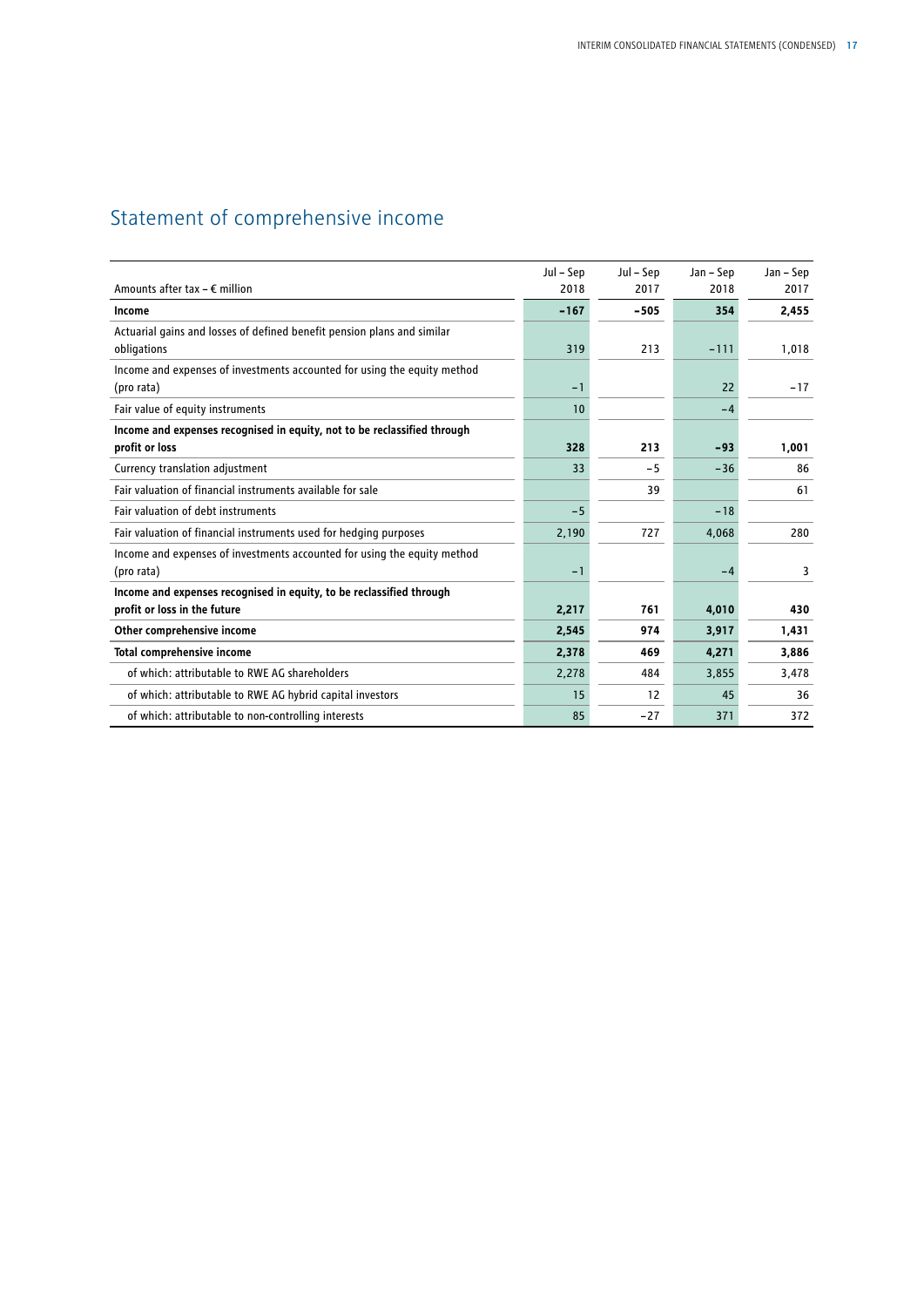# Statement of comprehensive income

| Amounts after tax – € million | Jul – Sep 2018 | Jul – Sep 2017 | Jan – Sep 2018 | Jan – Sep 2017 |
|---|---|---|---|---|
| **Income** | **-167** | **-505** | **354** | **2,455** |
| Actuarial gains and losses of defined benefit pension plans and similar obligations | 319 | 213 | -111 | 1,018 |
| Income and expenses of investments accounted for using the equity method (pro rata) | -1 | | 22 | -17 |
| Fair value of equity instruments | 10 | | -4 | |
| **Income and expenses recognised in equity, not to be reclassified through profit or loss** | **328** | **213** | **-93** | **1,001** |
| Currency translation adjustment | 33 | -5 | -36 | 86 |
| Fair valuation of financial instruments available for sale | | 39 | | 61 |
| Fair valuation of debt instruments | -5 | | -18 | |
| Fair valuation of financial instruments used for hedging purposes | 2,190 | 727 | 4,068 | 280 |
| Income and expenses of investments accounted for using the equity method (pro rata) | -1 | | -4 | 3 |
| **Income and expenses recognised in equity, to be reclassified through profit or loss in the future** | **2,217** | **761** | **4,010** | **430** |
| **Other comprehensive income** | **2,545** | **974** | **3,917** | **1,431** |
| **Total comprehensive income** | **2,378** | **469** | **4,271** | **3,886** |
| of which: attributable to RWE AG shareholders | 2,278 | 484 | 3,855 | 3,478 |
| of which: attributable to RWE AG hybrid capital investors | 15 | 12 | 45 | 36 |
| of which: attributable to non-controlling interests | 85 | -27 | 371 | 372 |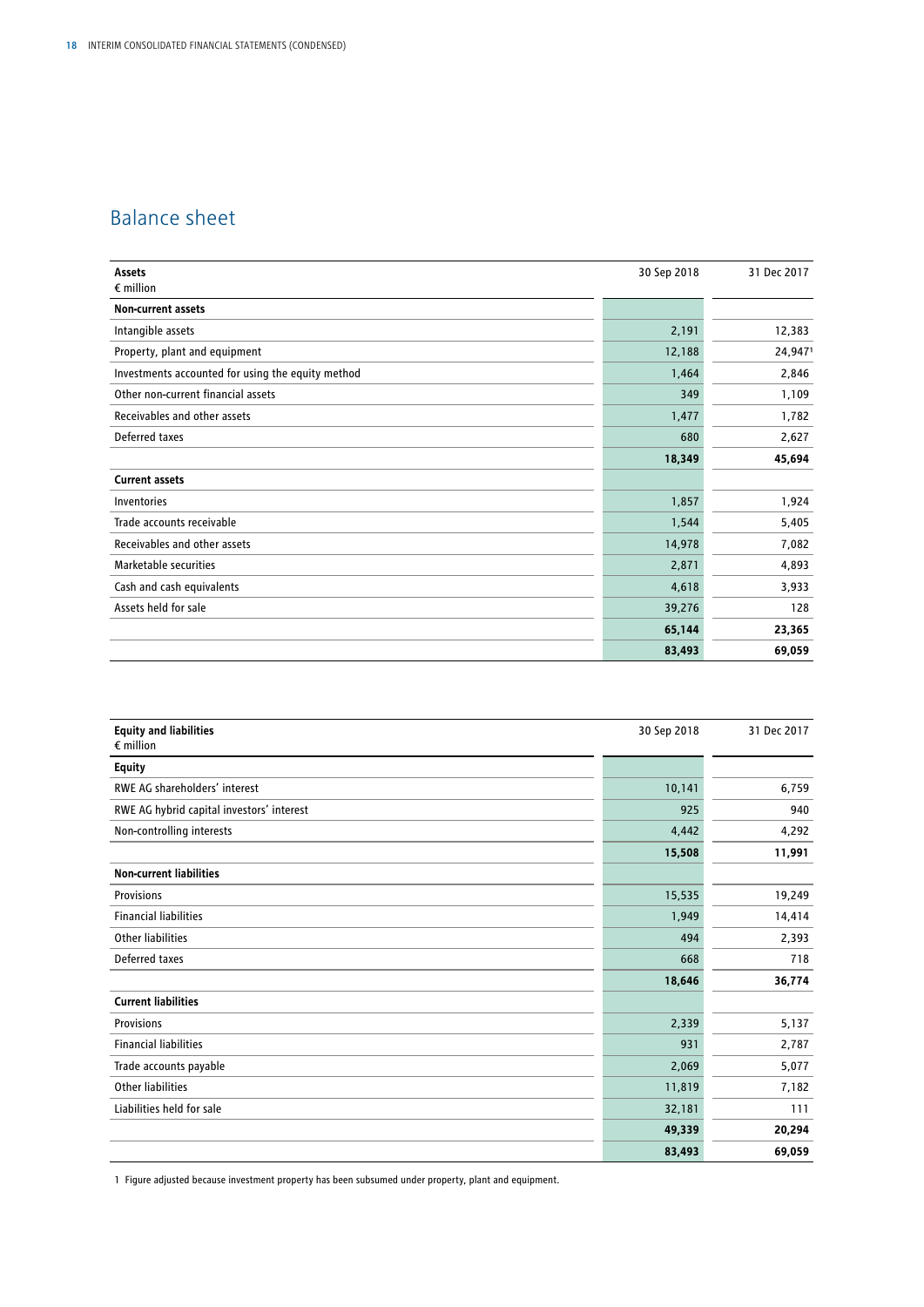## Balance sheet

| Assets<br>€ million | 30 Sep 2018 | 31 Dec 2017 |
|---|---|---|
| **Non-current assets** | | |
| Intangible assets | 2,191 | 12,383 |
| Property, plant and equipment | 12,188 | 24,947[1] |
| Investments accounted for using the equity method | 1,464 | 2,846 |
| Other non-current financial assets | 349 | 1,109 |
| Receivables and other assets | 1,477 | 1,782 |
| Deferred taxes | 680 | 2,627 |
| | **18,349** | **45,694** |
| **Current assets** | | |
| Inventories | 1,857 | 1,924 |
| Trade accounts receivable | 1,544 | 5,405 |
| Receivables and other assets | 14,978 | 7,082 |
| Marketable securities | 2,871 | 4,893 |
| Cash and cash equivalents | 4,618 | 3,933 |
| Assets held for sale | 39,276 | 128 |
| | **65,144** | **23,365** |
| | **83,493** | **69,059** |

| Equity and liabilities<br>€ million | 30 Sep 2018 | 31 Dec 2017 |
|---|---|---|
| **Equity** | | |
| RWE AG shareholders' interest | 10,141 | 6,759 |
| RWE AG hybrid capital investors' interest | 925 | 940 |
| Non-controlling interests | 4,442 | 4,292 |
| | **15,508** | **11,991** |
| **Non-current liabilities** | | |
| Provisions | 15,535 | 19,249 |
| Financial liabilities | 1,949 | 14,414 |
| Other liabilities | 494 | 2,393 |
| Deferred taxes | 668 | 718 |
| | **18,646** | **36,774** |
| **Current liabilities** | | |
| Provisions | 2,339 | 5,137 |
| Financial liabilities | 931 | 2,787 |
| Trade accounts payable | 2,069 | 5,077 |
| Other liabilities | 11,819 | 7,182 |
| Liabilities held for sale | 32,181 | 111 |
| | **49,339** | **20,294** |
| | **83,493** | **69,059** |

1 Figure adjusted because investment property has been subsumed under property, plant and equipment.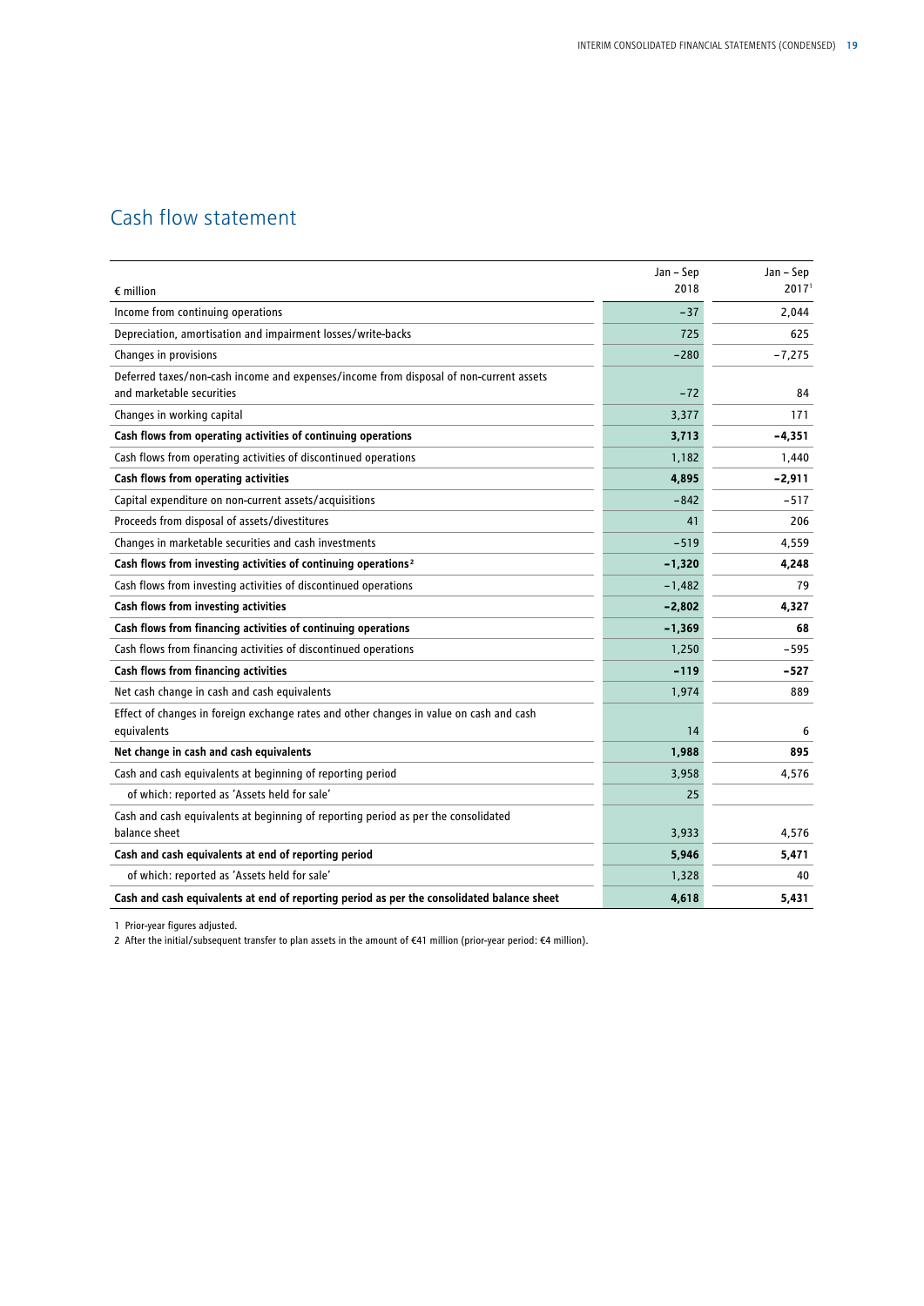# Cash flow statement

| € million | Jan – Sep 2018 | Jan – Sep 2017[1] |
|---|---|---|
| Income from continuing operations | −37 | 2,044 |
| Depreciation, amortisation and impairment losses/write-backs | 725 | 625 |
| Changes in provisions | −280 | −7,275 |
| Deferred taxes/non-cash income and expenses/income from disposal of non-current assets and marketable securities | −72 | 84 |
| Changes in working capital | 3,377 | 171 |
| **Cash flows from operating activities of continuing operations** | **3,713** | **−4,351** |
| Cash flows from operating activities of discontinued operations | 1,182 | 1,440 |
| **Cash flows from operating activities** | **4,895** | **−2,911** |
| Capital expenditure on non-current assets/acquisitions | −842 | −517 |
| Proceeds from disposal of assets/divestitures | 41 | 206 |
| Changes in marketable securities and cash investments | −519 | 4,559 |
| **Cash flows from investing activities of continuing operations[2]** | **−1,320** | **4,248** |
| Cash flows from investing activities of discontinued operations | −1,482 | 79 |
| **Cash flows from investing activities** | **−2,802** | **4,327** |
| **Cash flows from financing activities of continuing operations** | **−1,369** | **68** |
| Cash flows from financing activities of discontinued operations | 1,250 | −595 |
| **Cash flows from financing activities** | **−119** | **−527** |
| Net cash change in cash and cash equivalents | 1,974 | 889 |
| Effect of changes in foreign exchange rates and other changes in value on cash and cash equivalents | 14 | 6 |
| **Net change in cash and cash equivalents** | **1,988** | **895** |
| Cash and cash equivalents at beginning of reporting period | 3,958 | 4,576 |
| of which: reported as 'Assets held for sale' | 25 | |
| Cash and cash equivalents at beginning of reporting period as per the consolidated balance sheet | 3,933 | 4,576 |
| **Cash and cash equivalents at end of reporting period** | **5,946** | **5,471** |
| of which: reported as 'Assets held for sale' | 1,328 | 40 |
| **Cash and cash equivalents at end of reporting period as per the consolidated balance sheet** | **4,618** | **5,431** |

1 Prior-year figures adjusted.

2 After the initial/subsequent transfer to plan assets in the amount of €41 million (prior-year period: €4 million).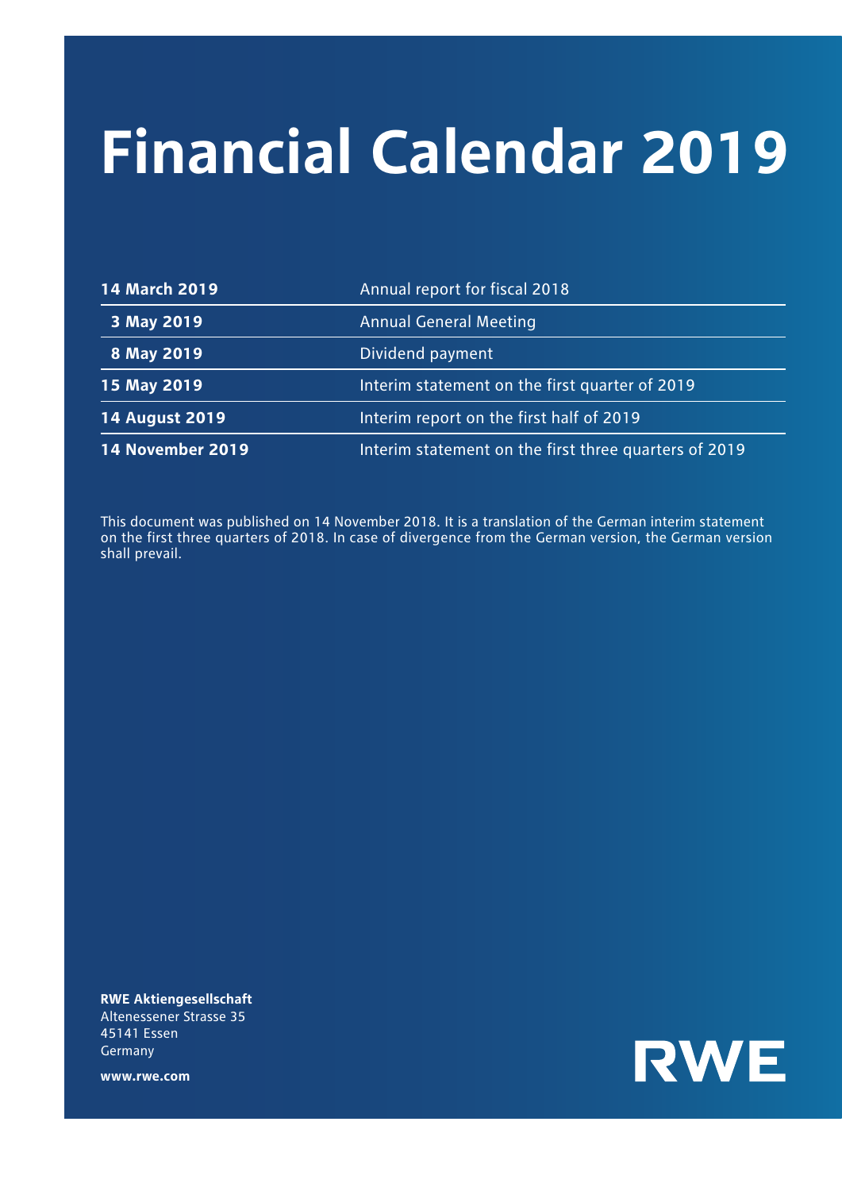# Financial Calendar 2019

| | |
|---|---|
| **14 March 2019** | Annual report for fiscal 2018 |
| **3 May 2019** | Annual General Meeting |
| **8 May 2019** | Dividend payment |
| **15 May 2019** | Interim statement on the first quarter of 2019 |
| **14 August 2019** | Interim report on the first half of 2019 |
| **14 November 2019** | Interim statement on the first three quarters of 2019 |

This document was published on 14 November 2018. It is a translation of the German interim statement on the first three quarters of 2018. In case of divergence from the German version, the German version shall prevail.

**RWE Aktiengesellschaft**
Altenessener Strasse 35
45141 Essen
Germany

**www.rwe.com**

RWE